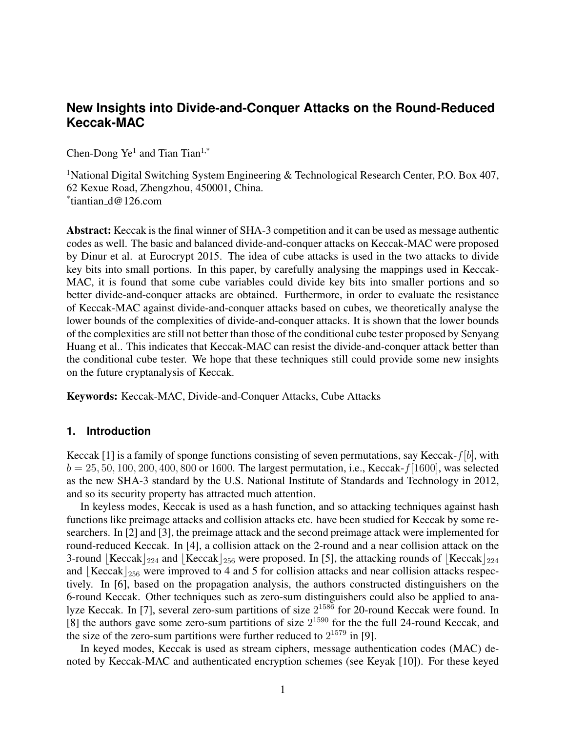# New Insights into Divide-and-Conquer Attacks on the Round-Reduced Keccak-MAC

Chen-Dong Ye[1] and Tian Tian[1,*]

[1]National Digital Switching System Engineering & Technological Research Center, P.O. Box 407, 62 Kexue Road, Zhengzhou, 450001, China.
[*]tiantian_d@126.com

**Abstract:** Keccak is the final winner of SHA-3 competition and it can be used as message authentic codes as well. The basic and balanced divide-and-conquer attacks on Keccak-MAC were proposed by Dinur et al. at Eurocrypt 2015. The idea of cube attacks is used in the two attacks to divide key bits into small portions. In this paper, by carefully analysing the mappings used in Keccak-MAC, it is found that some cube variables could divide key bits into smaller portions and so better divide-and-conquer attacks are obtained. Furthermore, in order to evaluate the resistance of Keccak-MAC against divide-and-conquer attacks based on cubes, we theoretically analyse the lower bounds of the complexities of divide-and-conquer attacks. It is shown that the lower bounds of the complexities are still not better than those of the conditional cube tester proposed by Senyang Huang et al.. This indicates that Keccak-MAC can resist the divide-and-conquer attack better than the conditional cube tester. We hope that these techniques still could provide some new insights on the future cryptanalysis of Keccak.

**Keywords:** Keccak-MAC, Divide-and-Conquer Attacks, Cube Attacks

## 1. Introduction

Keccak [1] is a family of sponge functions consisting of seven permutations, say Keccak-$f[b]$, with $b = 25, 50, 100, 200, 400, 800$ or $1600$. The largest permutation, i.e., Keccak-$f[1600]$, was selected as the new SHA-3 standard by the U.S. National Institute of Standards and Technology in 2012, and so its security property has attracted much attention.

In keyless modes, Keccak is used as a hash function, and so attacking techniques against hash functions like preimage attacks and collision attacks etc. have been studied for Keccak by some researchers. In [2] and [3], the preimage attack and the second preimage attack were implemented for round-reduced Keccak. In [4], a collision attack on the 2-round and a near collision attack on the 3-round $\lfloor\text{Keccak}\rfloor_{224}$ and $\lfloor\text{Keccak}\rfloor_{256}$ were proposed. In [5], the attacking rounds of $\lfloor\text{Keccak}\rfloor_{224}$ and $\lfloor\text{Keccak}\rfloor_{256}$ were improved to 4 and 5 for collision attacks and near collision attacks respectively. In [6], based on the propagation analysis, the authors constructed distinguishers on the 6-round Keccak. Other techniques such as zero-sum distinguishers could also be applied to analyze Keccak. In [7], several zero-sum partitions of size $2^{1586}$ for 20-round Keccak were found. In [8] the authors gave some zero-sum partitions of size $2^{1590}$ for the the full 24-round Keccak, and the size of the zero-sum partitions were further reduced to $2^{1579}$ in [9].

In keyed modes, Keccak is used as stream ciphers, message authentication codes (MAC) denoted by Keccak-MAC and authenticated encryption schemes (see Keyak [10]). For these keyed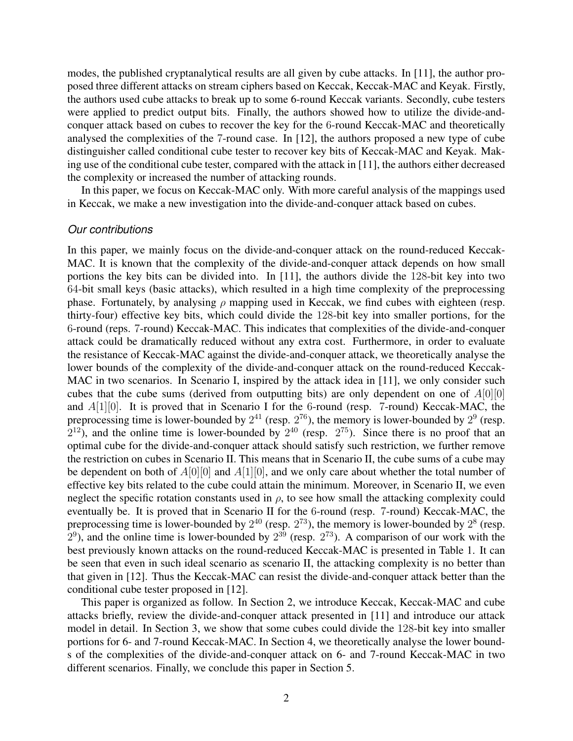modes, the published cryptanalytical results are all given by cube attacks. In [11], the author proposed three different attacks on stream ciphers based on Keccak, Keccak-MAC and Keyak. Firstly, the authors used cube attacks to break up to some 6-round Keccak variants. Secondly, cube testers were applied to predict output bits. Finally, the authors showed how to utilize the divide-and-conquer attack based on cubes to recover the key for the 6-round Keccak-MAC and theoretically analysed the complexities of the 7-round case. In [12], the authors proposed a new type of cube distinguisher called conditional cube tester to recover key bits of Keccak-MAC and Keyak. Making use of the conditional cube tester, compared with the attack in [11], the authors either decreased the complexity or increased the number of attacking rounds.

In this paper, we focus on Keccak-MAC only. With more careful analysis of the mappings used in Keccak, we make a new investigation into the divide-and-conquer attack based on cubes.

### *Our contributions*

In this paper, we mainly focus on the divide-and-conquer attack on the round-reduced Keccak-MAC. It is known that the complexity of the divide-and-conquer attack depends on how small portions the key bits can be divided into. In [11], the authors divide the 128-bit key into two 64-bit small keys (basic attacks), which resulted in a high time complexity of the preprocessing phase. Fortunately, by analysing $\rho$ mapping used in Keccak, we find cubes with eighteen (resp. thirty-four) effective key bits, which could divide the 128-bit key into smaller portions, for the 6-round (reps. 7-round) Keccak-MAC. This indicates that complexities of the divide-and-conquer attack could be dramatically reduced without any extra cost. Furthermore, in order to evaluate the resistance of Keccak-MAC against the divide-and-conquer attack, we theoretically analyse the lower bounds of the complexity of the divide-and-conquer attack on the round-reduced Keccak-MAC in two scenarios. In Scenario I, inspired by the attack idea in [11], we only consider such cubes that the cube sums (derived from outputting bits) are only dependent on one of $A[0][0]$ and $A[1][0]$. It is proved that in Scenario I for the 6-round (resp. 7-round) Keccak-MAC, the preprocessing time is lower-bounded by $2^{41}$ (resp. $2^{76}$), the memory is lower-bounded by $2^{9}$ (resp. $2^{12}$), and the online time is lower-bounded by $2^{40}$ (resp. $2^{75}$). Since there is no proof that an optimal cube for the divide-and-conquer attack should satisfy such restriction, we further remove the restriction on cubes in Scenario II. This means that in Scenario II, the cube sums of a cube may be dependent on both of $A[0][0]$ and $A[1][0]$, and we only care about whether the total number of effective key bits related to the cube could attain the minimum. Moreover, in Scenario II, we even neglect the specific rotation constants used in $\rho$, to see how small the attacking complexity could eventually be. It is proved that in Scenario II for the 6-round (resp. 7-round) Keccak-MAC, the preprocessing time is lower-bounded by $2^{40}$ (resp. $2^{73}$), the memory is lower-bounded by $2^{8}$ (resp. $2^{9}$), and the online time is lower-bounded by $2^{39}$ (resp. $2^{73}$). A comparison of our work with the best previously known attacks on the round-reduced Keccak-MAC is presented in Table 1. It can be seen that even in such ideal scenario as scenario II, the attacking complexity is no better than that given in [12]. Thus the Keccak-MAC can resist the divide-and-conquer attack better than the conditional cube tester proposed in [12].

This paper is organized as follow. In Section 2, we introduce Keccak, Keccak-MAC and cube attacks briefly, review the divide-and-conquer attack presented in [11] and introduce our attack model in detail. In Section 3, we show that some cubes could divide the 128-bit key into smaller portions for 6- and 7-round Keccak-MAC. In Section 4, we theoretically analyse the lower bounds of the complexities of the divide-and-conquer attack on 6- and 7-round Keccak-MAC in two different scenarios. Finally, we conclude this paper in Section 5.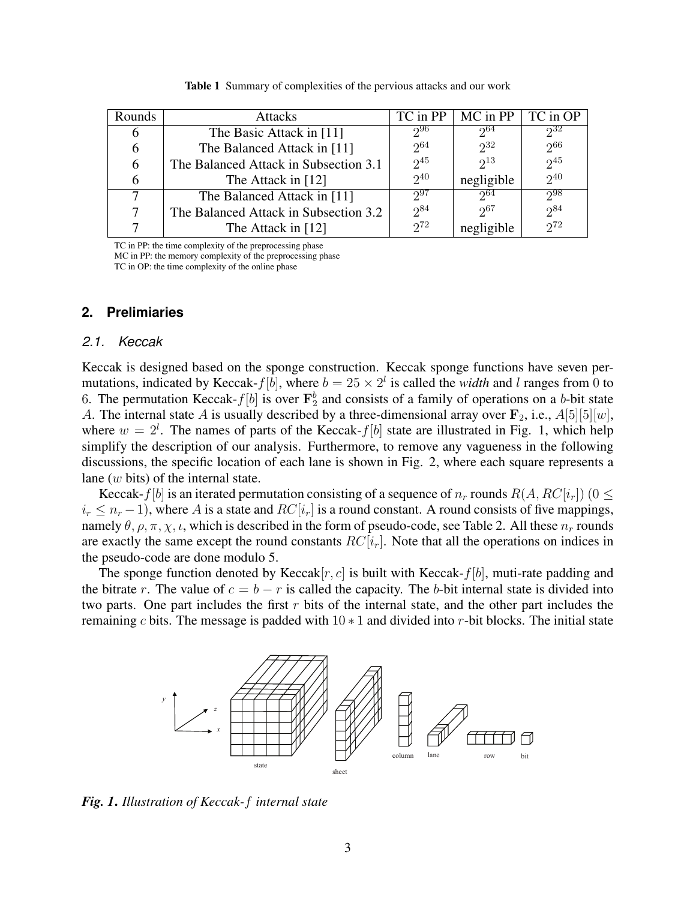**Table 1** Summary of complexities of the pervious attacks and our work

| Rounds | Attacks | TC in PP | MC in PP | TC in OP |
|---|---|---|---|---|
| 6 | The Basic Attack in [11] | $2^{96}$ | $2^{64}$ | $2^{32}$ |
| 6 | The Balanced Attack in [11] | $2^{64}$ | $2^{32}$ | $2^{66}$ |
| 6 | The Balanced Attack in Subsection 3.1 | $2^{45}$ | $2^{13}$ | $2^{45}$ |
| 6 | The Attack in [12] | $2^{40}$ | negligible | $2^{40}$ |
| 7 | The Balanced Attack in [11] | $2^{97}$ | $2^{64}$ | $2^{98}$ |
| 7 | The Balanced Attack in Subsection 3.2 | $2^{84}$ | $2^{67}$ | $2^{84}$ |
| 7 | The Attack in [12] | $2^{72}$ | negligible | $2^{72}$ |

TC in PP: the time complexity of the preprocessing phase
MC in PP: the memory complexity of the preprocessing phase
TC in OP: the time complexity of the online phase

## 2. Prelimiaries

### 2.1. Keccak

Keccak is designed based on the sponge construction. Keccak sponge functions have seven permutations, indicated by Keccak-$f[b]$, where $b = 25 \times 2^l$ is called the *width* and $l$ ranges from 0 to 6. The permutation Keccak-$f[b]$ is over $\mathbf{F}_2^b$ and consists of a family of operations on a $b$-bit state $A$. The internal state $A$ is usually described by a three-dimensional array over $\mathbf{F}_2$, i.e., $A[5][5][w]$, where $w = 2^l$. The names of parts of the Keccak-$f[b]$ state are illustrated in Fig. 1, which help simplify the description of our analysis. Furthermore, to remove any vagueness in the following discussions, the specific location of each lane is shown in Fig. 2, where each square represents a lane ($w$ bits) of the internal state.

Keccak-$f[b]$ is an iterated permutation consisting of a sequence of $n_r$ rounds $R(A, RC[i_r])$ $(0 \leq i_r \leq n_r - 1)$, where $A$ is a state and $RC[i_r]$ is a round constant. A round consists of five mappings, namely $\theta, \rho, \pi, \chi, \iota$, which is described in the form of pseudo-code, see Table 2. All these $n_r$ rounds are exactly the same except the round constants $RC[i_r]$. Note that all the operations on indices in the pseudo-code are done modulo 5.

The sponge function denoted by Keccak$[r, c]$ is built with Keccak-$f[b]$, muti-rate padding and the bitrate $r$. The value of $c = b - r$ is called the capacity. The $b$-bit internal state is divided into two parts. One part includes the first $r$ bits of the internal state, and the other part includes the remaining $c$ bits. The message is padded with $10*1$ and divided into $r$-bit blocks. The initial state

***Fig. 1.*** *Illustration of Keccak-$f$ internal state*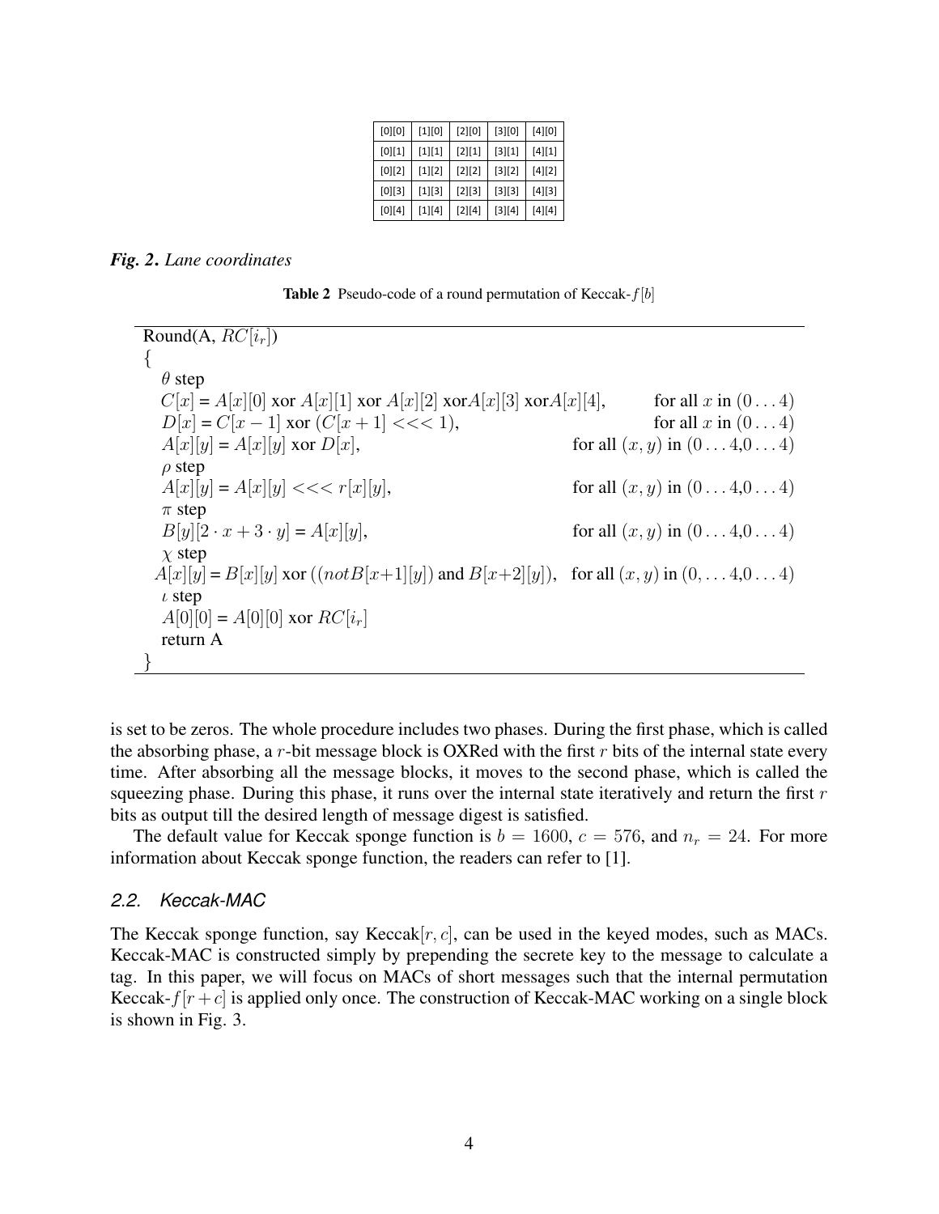| [0][0] | [1][0] | [2][0] | [3][0] | [4][0] |
|---|---|---|---|---|
| [0][1] | [1][1] | [2][1] | [3][1] | [4][1] |
| [0][2] | [1][2] | [2][2] | [3][2] | [4][2] |
| [0][3] | [1][3] | [2][3] | [3][3] | [4][3] |
| [0][4] | [1][4] | [2][4] | [3][4] | [4][4] |

***Fig. 2.** Lane coordinates*

**Table 2** Pseudo-code of a round permutation of Keccak-$f[b]$

```
Round(A, RC[i_r])
{
  θ step
  C[x] = A[x][0] xor A[x][1] xor A[x][2] xorA[x][3] xorA[x][4],       for all x in (0...4)
  D[x] = C[x-1] xor (C[x+1] <<< 1),                                     for all x in (0...4)
  A[x][y] = A[x][y] xor D[x],                                           for all (x,y) in (0...4,0...4)
  ρ step
  A[x][y] = A[x][y] <<< r[x][y],                                        for all (x,y) in (0...4,0...4)
  π step
  B[y][2·x + 3·y] = A[x][y],                                            for all (x,y) in (0...4,0...4)
  χ step
  A[x][y] = B[x][y] xor ((notB[x+1][y]) and B[x+2][y]),   for all (x,y) in (0,...4,0...4)
  ι step
  A[0][0] = A[0][0] xor RC[i_r]
  return A
}
```

is set to be zeros. The whole procedure includes two phases. During the first phase, which is called the absorbing phase, a $r$-bit message block is OXRed with the first $r$ bits of the internal state every time. After absorbing all the message blocks, it moves to the second phase, which is called the squeezing phase. During this phase, it runs over the internal state iteratively and return the first $r$ bits as output till the desired length of message digest is satisfied.

The default value for Keccak sponge function is $b = 1600$, $c = 576$, and $n_r = 24$. For more information about Keccak sponge function, the readers can refer to [1].

### *2.2. Keccak-MAC*

The Keccak sponge function, say Keccak$[r, c]$, can be used in the keyed modes, such as MACs. Keccak-MAC is constructed simply by prepending the secrete key to the message to calculate a tag. In this paper, we will focus on MACs of short messages such that the internal permutation Keccak-$f[r + c]$ is applied only once. The construction of Keccak-MAC working on a single block is shown in Fig. 3.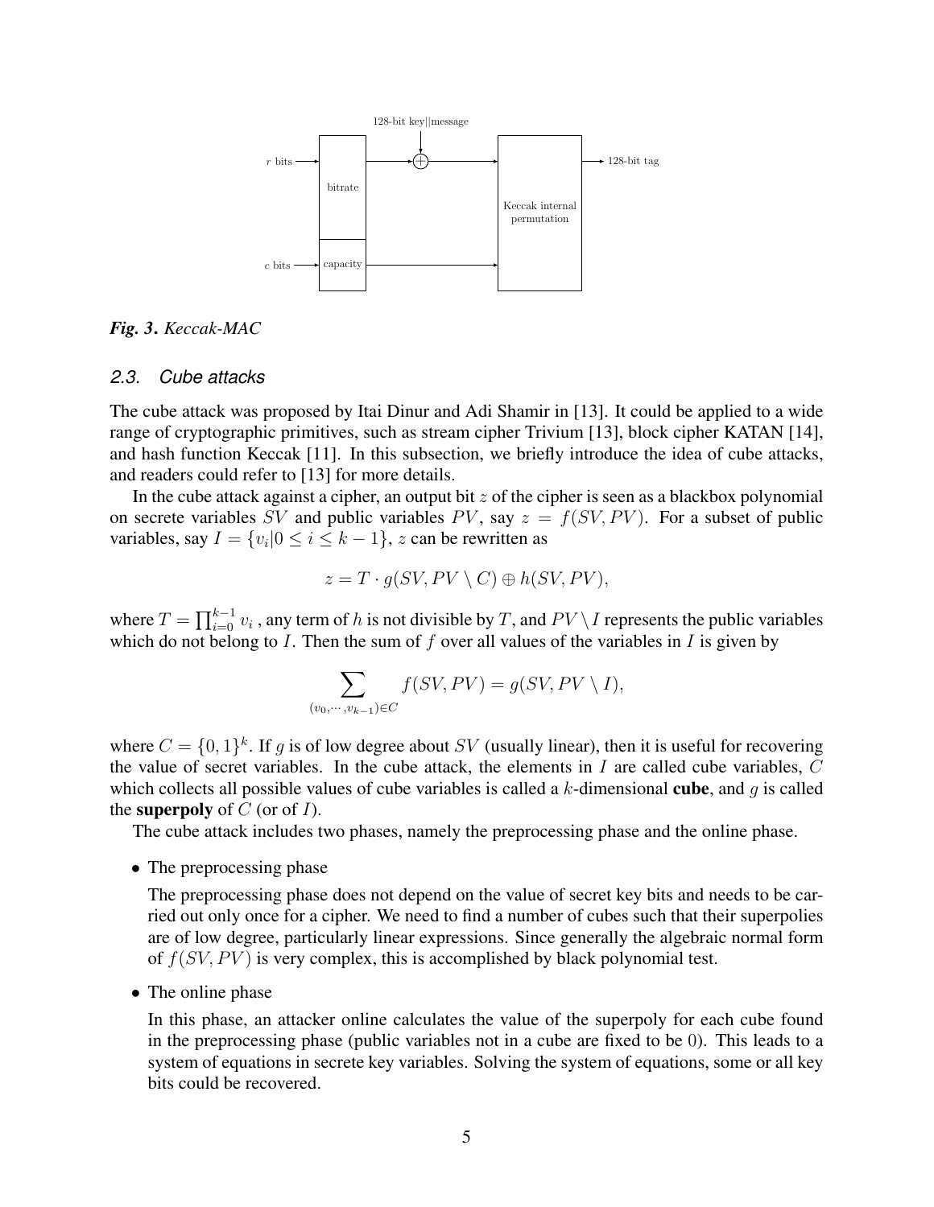*Fig. 3. Keccak-MAC*

### 2.3. Cube attacks

The cube attack was proposed by Itai Dinur and Adi Shamir in [13]. It could be applied to a wide range of cryptographic primitives, such as stream cipher Trivium [13], block cipher KATAN [14], and hash function Keccak [11]. In this subsection, we briefly introduce the idea of cube attacks, and readers could refer to [13] for more details.

In the cube attack against a cipher, an output bit $z$ of the cipher is seen as a blackbox polynomial on secrete variables $SV$ and public variables $PV$, say $z = f(SV, PV)$. For a subset of public variables, say $I = \{v_i | 0 \leq i \leq k-1\}$, $z$ can be rewritten as

$$z = T \cdot g(SV, PV \setminus C) \oplus h(SV, PV),$$

where $T = \prod_{i=0}^{k-1} v_i$ , any term of $h$ is not divisible by $T$, and $PV \setminus I$ represents the public variables which do not belong to $I$. Then the sum of $f$ over all values of the variables in $I$ is given by

$$\sum_{(v_0,\cdots,v_{k-1}) \in C} f(SV, PV) = g(SV, PV \setminus I),$$

where $C = \{0,1\}^k$. If $g$ is of low degree about $SV$ (usually linear), then it is useful for recovering the value of secret variables. In the cube attack, the elements in $I$ are called cube variables, $C$ which collects all possible values of cube variables is called a $k$-dimensional **cube**, and $g$ is called the **superpoly** of $C$ (or of $I$).

The cube attack includes two phases, namely the preprocessing phase and the online phase.

- The preprocessing phase

  The preprocessing phase does not depend on the value of secret key bits and needs to be carried out only once for a cipher. We need to find a number of cubes such that their superpolies are of low degree, particularly linear expressions. Since generally the algebraic normal form of $f(SV, PV)$ is very complex, this is accomplished by black polynomial test.

- The online phase

  In this phase, an attacker online calculates the value of the superpoly for each cube found in the preprocessing phase (public variables not in a cube are fixed to be 0). This leads to a system of equations in secrete key variables. Solving the system of equations, some or all key bits could be recovered.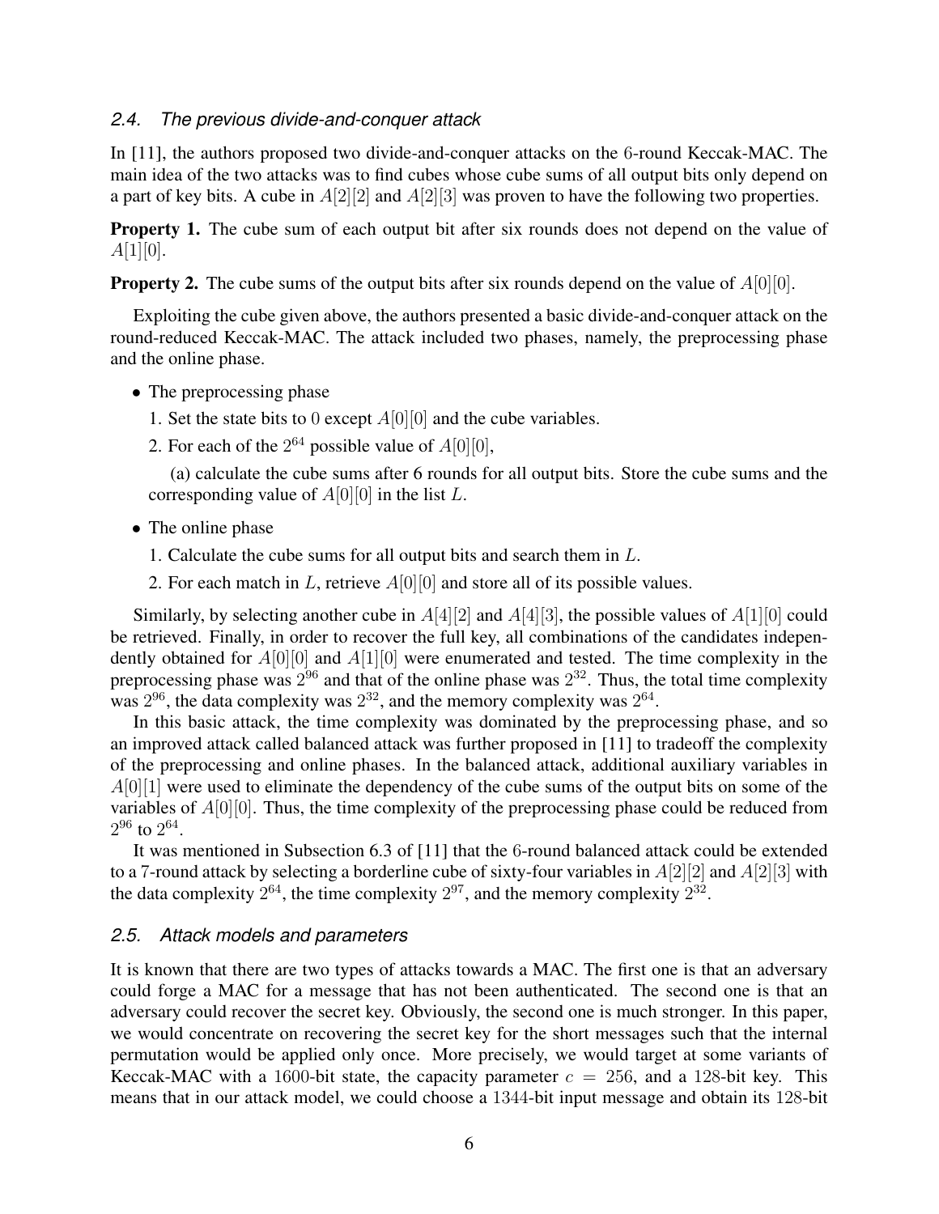### 2.4. The previous divide-and-conquer attack

In [11], the authors proposed two divide-and-conquer attacks on the 6-round Keccak-MAC. The main idea of the two attacks was to find cubes whose cube sums of all output bits only depend on a part of key bits. A cube in $A[2][2]$ and $A[2][3]$ was proven to have the following two properties.

**Property 1.** The cube sum of each output bit after six rounds does not depend on the value of $A[1][0]$.

**Property 2.** The cube sums of the output bits after six rounds depend on the value of $A[0][0]$.

Exploiting the cube given above, the authors presented a basic divide-and-conquer attack on the round-reduced Keccak-MAC. The attack included two phases, namely, the preprocessing phase and the online phase.

- The preprocessing phase
  1. Set the state bits to 0 except $A[0][0]$ and the cube variables.
  2. For each of the $2^{64}$ possible value of $A[0][0]$,

     (a) calculate the cube sums after 6 rounds for all output bits. Store the cube sums and the corresponding value of $A[0][0]$ in the list $L$.
- The online phase
  1. Calculate the cube sums for all output bits and search them in $L$.
  2. For each match in $L$, retrieve $A[0][0]$ and store all of its possible values.

Similarly, by selecting another cube in $A[4][2]$ and $A[4][3]$, the possible values of $A[1][0]$ could be retrieved. Finally, in order to recover the full key, all combinations of the candidates independently obtained for $A[0][0]$ and $A[1][0]$ were enumerated and tested. The time complexity in the preprocessing phase was $2^{96}$ and that of the online phase was $2^{32}$. Thus, the total time complexity was $2^{96}$, the data complexity was $2^{32}$, and the memory complexity was $2^{64}$.

In this basic attack, the time complexity was dominated by the preprocessing phase, and so an improved attack called balanced attack was further proposed in [11] to tradeoff the complexity of the preprocessing and online phases. In the balanced attack, additional auxiliary variables in $A[0][1]$ were used to eliminate the dependency of the cube sums of the output bits on some of the variables of $A[0][0]$. Thus, the time complexity of the preprocessing phase could be reduced from $2^{96}$ to $2^{64}$.

It was mentioned in Subsection 6.3 of [11] that the 6-round balanced attack could be extended to a 7-round attack by selecting a borderline cube of sixty-four variables in $A[2][2]$ and $A[2][3]$ with the data complexity $2^{64}$, the time complexity $2^{97}$, and the memory complexity $2^{32}$.

### 2.5. Attack models and parameters

It is known that there are two types of attacks towards a MAC. The first one is that an adversary could forge a MAC for a message that has not been authenticated. The second one is that an adversary could recover the secret key. Obviously, the second one is much stronger. In this paper, we would concentrate on recovering the secret key for the short messages such that the internal permutation would be applied only once. More precisely, we would target at some variants of Keccak-MAC with a 1600-bit state, the capacity parameter $c = 256$, and a 128-bit key. This means that in our attack model, we could choose a 1344-bit input message and obtain its 128-bit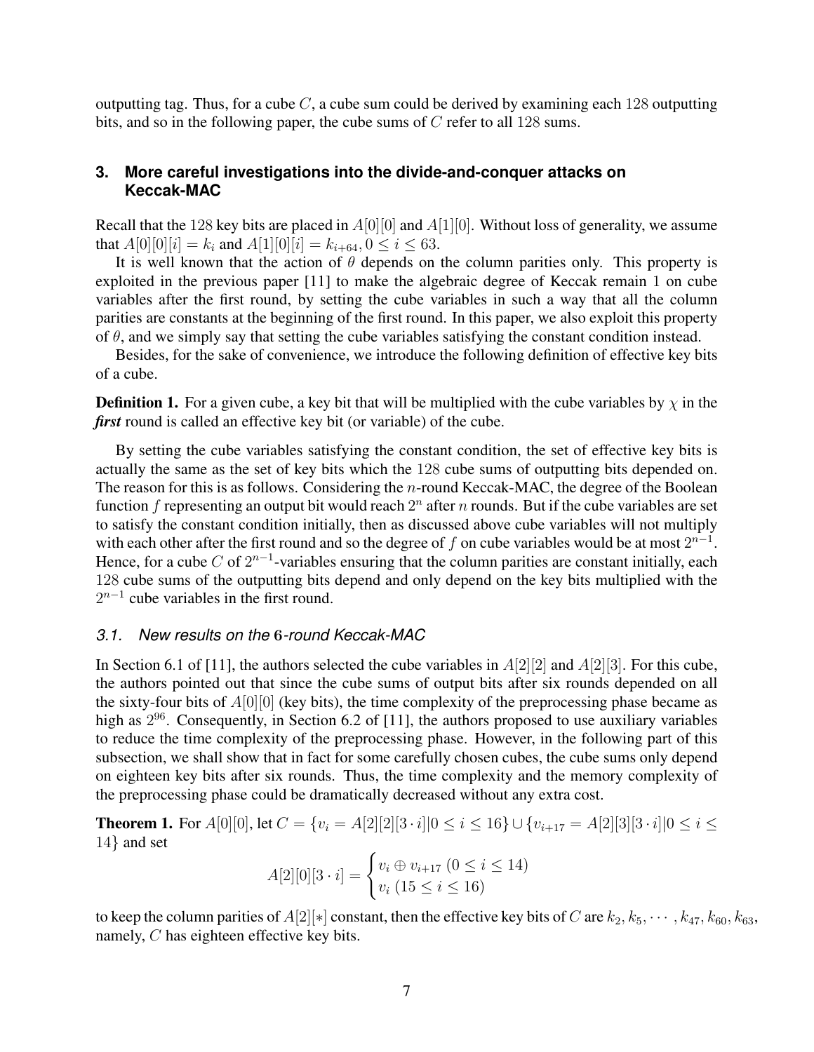outputting tag. Thus, for a cube $C$, a cube sum could be derived by examining each 128 outputting bits, and so in the following paper, the cube sums of $C$ refer to all 128 sums.

## 3. More careful investigations into the divide-and-conquer attacks on Keccak-MAC

Recall that the 128 key bits are placed in $A[0][0]$ and $A[1][0]$. Without loss of generality, we assume that $A[0][0][i] = k_i$ and $A[1][0][i] = k_{i+64}, 0 \leq i \leq 63$.

It is well known that the action of $\theta$ depends on the column parities only. This property is exploited in the previous paper [11] to make the algebraic degree of Keccak remain 1 on cube variables after the first round, by setting the cube variables in such a way that all the column parities are constants at the beginning of the first round. In this paper, we also exploit this property of $\theta$, and we simply say that setting the cube variables satisfying the constant condition instead.

Besides, for the sake of convenience, we introduce the following definition of effective key bits of a cube.

**Definition 1.** For a given cube, a key bit that will be multiplied with the cube variables by $\chi$ in the ***first*** round is called an effective key bit (or variable) of the cube.

By setting the cube variables satisfying the constant condition, the set of effective key bits is actually the same as the set of key bits which the 128 cube sums of outputting bits depended on. The reason for this is as follows. Considering the $n$-round Keccak-MAC, the degree of the Boolean function $f$ representing an output bit would reach $2^n$ after $n$ rounds. But if the cube variables are set to satisfy the constant condition initially, then as discussed above cube variables will not multiply with each other after the first round and so the degree of $f$ on cube variables would be at most $2^{n-1}$. Hence, for a cube $C$ of $2^{n-1}$-variables ensuring that the column parities are constant initially, each 128 cube sums of the outputting bits depend and only depend on the key bits multiplied with the $2^{n-1}$ cube variables in the first round.

### 3.1. New results on the 6-round Keccak-MAC

In Section 6.1 of [11], the authors selected the cube variables in $A[2][2]$ and $A[2][3]$. For this cube, the authors pointed out that since the cube sums of output bits after six rounds depended on all the sixty-four bits of $A[0][0]$ (key bits), the time complexity of the preprocessing phase became as high as $2^{96}$. Consequently, in Section 6.2 of [11], the authors proposed to use auxiliary variables to reduce the time complexity of the preprocessing phase. However, in the following part of this subsection, we shall show that in fact for some carefully chosen cubes, the cube sums only depend on eighteen key bits after six rounds. Thus, the time complexity and the memory complexity of the preprocessing phase could be dramatically decreased without any extra cost.

**Theorem 1.** For $A[0][0]$, let $C = \{v_i = A[2][2][3 \cdot i] | 0 \leq i \leq 16\} \cup \{v_{i+17} = A[2][3][3 \cdot i] | 0 \leq i \leq 14\}$ and set

$$A[2][0][3 \cdot i] = \begin{cases} v_i \oplus v_{i+17} \ (0 \leq i \leq 14) \\ v_i \ (15 \leq i \leq 16) \end{cases}$$

to keep the column parities of $A[2][*]$ constant, then the effective key bits of $C$ are $k_2, k_5, \cdots, k_{47}, k_{60}, k_{63}$, namely, $C$ has eighteen effective key bits.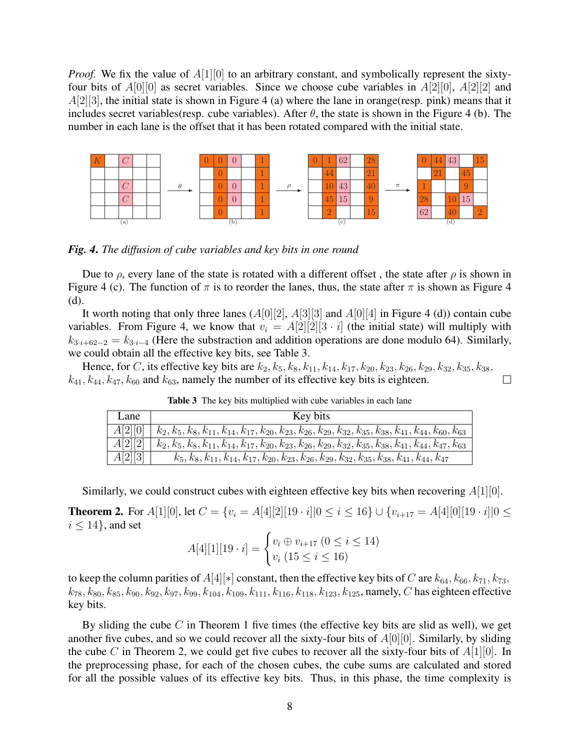*Proof.* We fix the value of $A[1][0]$ to an arbitrary constant, and symbolically represent the sixty-four bits of $A[0][0]$ as secret variables. Since we choose cube variables in $A[2][0]$, $A[2][2]$ and $A[2][3]$, the initial state is shown in Figure 4 (a) where the lane in orange(resp. pink) means that it includes secret variables(resp. cube variables). After $\theta$, the state is shown in the Figure 4 (b). The number in each lane is the offset that it has been rotated compared with the initial state.

***Fig. 4.** The diffusion of cube variables and key bits in one round*

Due to $\rho$, every lane of the state is rotated with a different offset , the state after $\rho$ is shown in Figure 4 (c). The function of $\pi$ is to reorder the lanes, thus, the state after $\pi$ is shown as Figure 4 (d).

It worth noting that only three lanes ($A[0][2]$, $A[3][3]$ and $A[0][4]$ in Figure 4 (d)) contain cube variables. From Figure 4, we know that $v_i = A[2][2][3 \cdot i]$ (the initial state) will multiply with $k_{3 \cdot i + 62 - 2} = k_{3 \cdot i - 4}$ (Here the substraction and addition operations are done modulo 64). Similarly, we could obtain all the effective key bits, see Table 3.

Hence, for $C$, its effective key bits are $k_2, k_5, k_8, k_{11}, k_{14}, k_{17}, k_{20}, k_{23}, k_{26}, k_{29}, k_{32}, k_{35}, k_{38}, k_{41}, k_{44}, k_{47}, k_{60}$ and $k_{63}$, namely the number of its effective key bits is eighteen. □

**Table 3** The key bits multiplied with cube variables in each lane

| Lane | Key bits |
|---|---|
| $A[2][0]$ | $k_2, k_5, k_8, k_{11}, k_{14}, k_{17}, k_{20}, k_{23}, k_{26}, k_{29}, k_{32}, k_{35}, k_{38}, k_{41}, k_{44}, k_{60}, k_{63}$ |
| $A[2][2]$ | $k_2, k_5, k_8, k_{11}, k_{14}, k_{17}, k_{20}, k_{23}, k_{26}, k_{29}, k_{32}, k_{35}, k_{38}, k_{41}, k_{44}, k_{47}, k_{63}$ |
| $A[2][3]$ | $k_5, k_8, k_{11}, k_{14}, k_{17}, k_{20}, k_{23}, k_{26}, k_{29}, k_{32}, k_{35}, k_{38}, k_{41}, k_{44}, k_{47}$ |

Similarly, we could construct cubes with eighteen effective key bits when recovering $A[1][0]$.

**Theorem 2.** For $A[1][0]$, let $C = \{v_i = A[4][2][19 \cdot i] | 0 \leq i \leq 16\} \cup \{v_{i+17} = A[4][0][19 \cdot i] | 0 \leq i \leq 14\}$, and set

$$A[4][1][19 \cdot i] = \begin{cases} v_i \oplus v_{i+17} \ (0 \leq i \leq 14) \\ v_i \ (15 \leq i \leq 16) \end{cases}$$

to keep the column parities of $A[4][*]$ constant, then the effective key bits of $C$ are $k_{64}, k_{66}, k_{71}, k_{73}, k_{78}, k_{80}, k_{85}, k_{90}, k_{92}, k_{97}, k_{99}, k_{104}, k_{109}, k_{111}, k_{116}, k_{118}, k_{123}, k_{125}$, namely, $C$ has eighteen effective key bits.

By sliding the cube $C$ in Theorem 1 five times (the effective key bits are slid as well), we get another five cubes, and so we could recover all the sixty-four bits of $A[0][0]$. Similarly, by sliding the cube $C$ in Theorem 2, we could get five cubes to recover all the sixty-four bits of $A[1][0]$. In the preprocessing phase, for each of the chosen cubes, the cube sums are calculated and stored for all the possible values of its effective key bits. Thus, in this phase, the time complexity is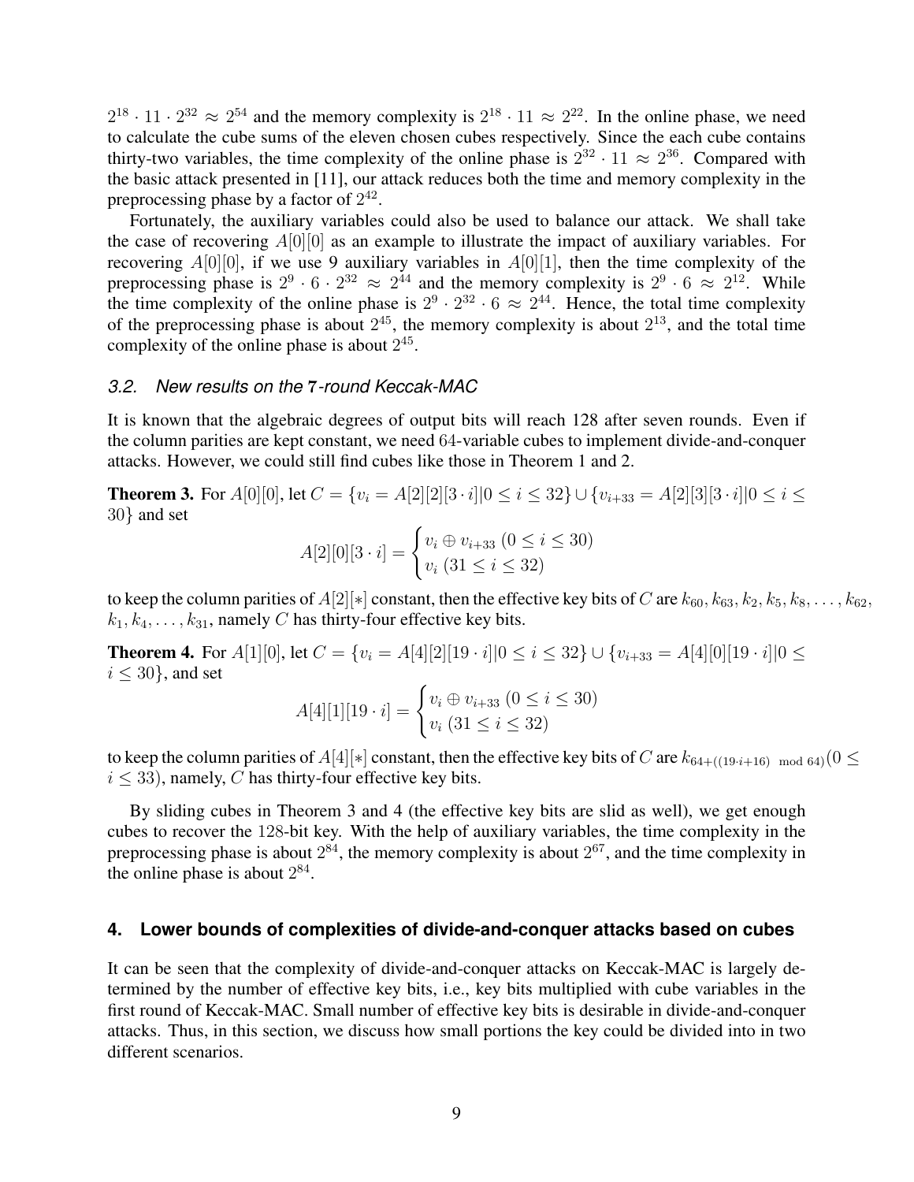$2^{18} \cdot 11 \cdot 2^{32} \approx 2^{54}$ and the memory complexity is $2^{18} \cdot 11 \approx 2^{22}$. In the online phase, we need to calculate the cube sums of the eleven chosen cubes respectively. Since the each cube contains thirty-two variables, the time complexity of the online phase is $2^{32} \cdot 11 \approx 2^{36}$. Compared with the basic attack presented in [11], our attack reduces both the time and memory complexity in the preprocessing phase by a factor of $2^{42}$.

Fortunately, the auxiliary variables could also be used to balance our attack. We shall take the case of recovering $A[0][0]$ as an example to illustrate the impact of auxiliary variables. For recovering $A[0][0]$, if we use 9 auxiliary variables in $A[0][1]$, then the time complexity of the preprocessing phase is $2^9 \cdot 6 \cdot 2^{32} \approx 2^{44}$ and the memory complexity is $2^9 \cdot 6 \approx 2^{12}$. While the time complexity of the online phase is $2^9 \cdot 2^{32} \cdot 6 \approx 2^{44}$. Hence, the total time complexity of the preprocessing phase is about $2^{45}$, the memory complexity is about $2^{13}$, and the total time complexity of the online phase is about $2^{45}$.

### 3.2. New results on the 7-round Keccak-MAC

It is known that the algebraic degrees of output bits will reach 128 after seven rounds. Even if the column parities are kept constant, we need 64-variable cubes to implement divide-and-conquer attacks. However, we could still find cubes like those in Theorem 1 and 2.

**Theorem 3.** For $A[0][0]$, let $C = \{v_i = A[2][2][3 \cdot i] | 0 \le i \le 32\} \cup \{v_{i+33} = A[2][3][3 \cdot i] | 0 \le i \le 30\}$ and set

$$A[2][0][3 \cdot i] = \begin{cases} v_i \oplus v_{i+33} \; (0 \le i \le 30) \\ v_i \; (31 \le i \le 32) \end{cases}$$

to keep the column parities of $A[2][*]$ constant, then the effective key bits of $C$ are $k_{60}, k_{63}, k_2, k_5, k_8, \ldots, k_{62}$, $k_1, k_4, \ldots, k_{31}$, namely $C$ has thirty-four effective key bits.

**Theorem 4.** For $A[1][0]$, let $C = \{v_i = A[4][2][19 \cdot i] | 0 \le i \le 32\} \cup \{v_{i+33} = A[4][0][19 \cdot i] | 0 \le i \le 30\}$, and set

$$A[4][1][19 \cdot i] = \begin{cases} v_i \oplus v_{i+33} \; (0 \le i \le 30) \\ v_i \; (31 \le i \le 32) \end{cases}$$

to keep the column parities of $A[4][*]$ constant, then the effective key bits of $C$ are $k_{64+((19 \cdot i+16) \mod 64)} (0 \le i \le 33)$, namely, $C$ has thirty-four effective key bits.

By sliding cubes in Theorem 3 and 4 (the effective key bits are slid as well), we get enough cubes to recover the 128-bit key. With the help of auxiliary variables, the time complexity in the preprocessing phase is about $2^{84}$, the memory complexity is about $2^{67}$, and the time complexity in the online phase is about $2^{84}$.

## 4. Lower bounds of complexities of divide-and-conquer attacks based on cubes

It can be seen that the complexity of divide-and-conquer attacks on Keccak-MAC is largely determined by the number of effective key bits, i.e., key bits multiplied with cube variables in the first round of Keccak-MAC. Small number of effective key bits is desirable in divide-and-conquer attacks. Thus, in this section, we discuss how small portions the key could be divided into in two different scenarios.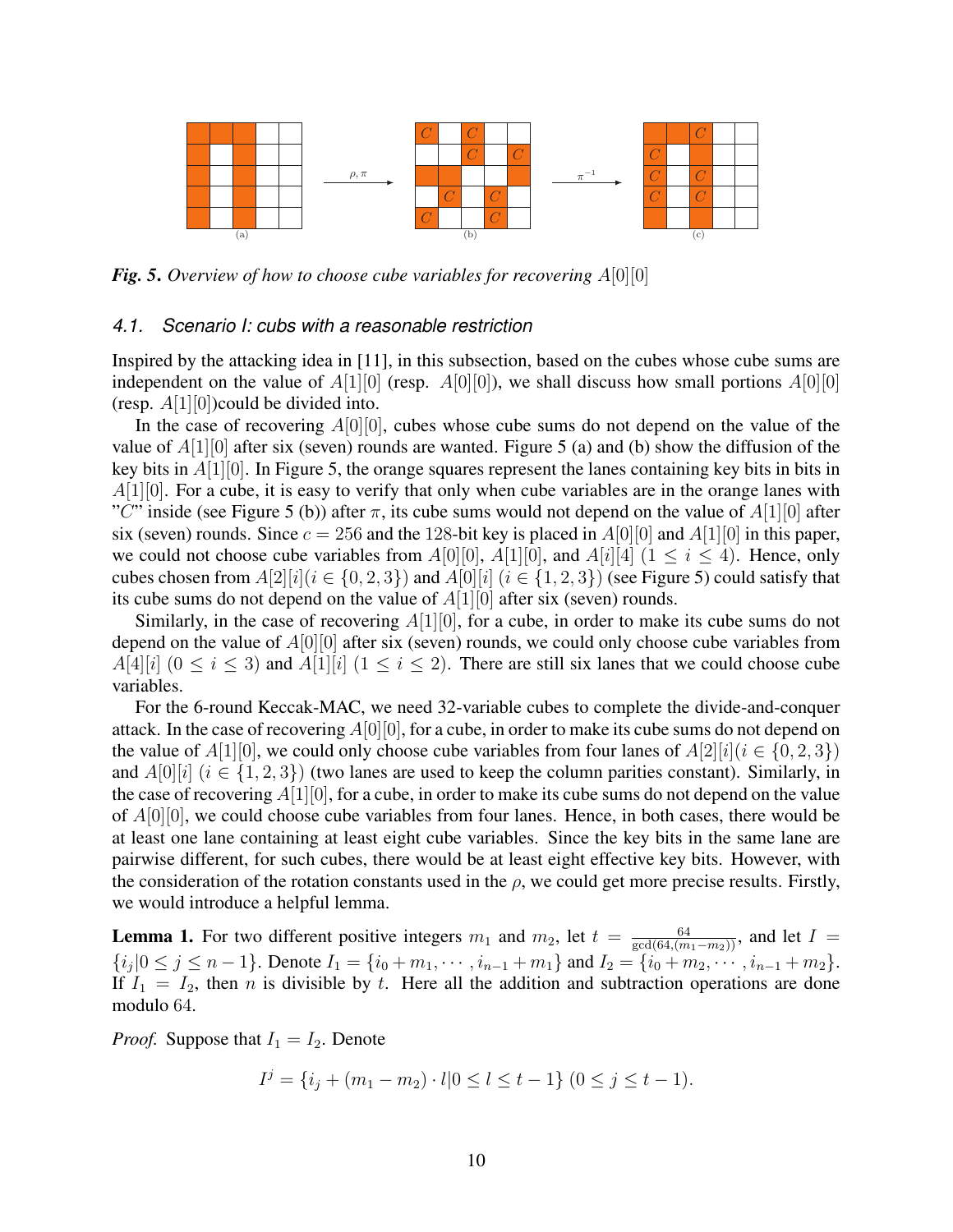**Fig. 5.** *Overview of how to choose cube variables for recovering $A[0][0]$*

### *4.1. Scenario I: cubs with a reasonable restriction*

Inspired by the attacking idea in [11], in this subsection, based on the cubes whose cube sums are independent on the value of $A[1][0]$ (resp. $A[0][0]$), we shall discuss how small portions $A[0][0]$ (resp. $A[1][0]$)could be divided into.

In the case of recovering $A[0][0]$, cubes whose cube sums do not depend on the value of the value of $A[1][0]$ after six (seven) rounds are wanted. Figure 5 (a) and (b) show the diffusion of the key bits in $A[1][0]$. In Figure 5, the orange squares represent the lanes containing key bits in bits in $A[1][0]$. For a cube, it is easy to verify that only when cube variables are in the orange lanes with "$C$" inside (see Figure 5 (b)) after $\pi$, its cube sums would not depend on the value of $A[1][0]$ after six (seven) rounds. Since $c = 256$ and the 128-bit key is placed in $A[0][0]$ and $A[1][0]$ in this paper, we could not choose cube variables from $A[0][0]$, $A[1][0]$, and $A[i][4]$ $(1 \leq i \leq 4)$. Hence, only cubes chosen from $A[2][i] (i \in \{0, 2, 3\})$ and $A[0][i]$ $(i \in \{1, 2, 3\})$ (see Figure 5) could satisfy that its cube sums do not depend on the value of $A[1][0]$ after six (seven) rounds.

Similarly, in the case of recovering $A[1][0]$, for a cube, in order to make its cube sums do not depend on the value of $A[0][0]$ after six (seven) rounds, we could only choose cube variables from $A[4][i]$ $(0 \leq i \leq 3)$ and $A[1][i]$ $(1 \leq i \leq 2)$. There are still six lanes that we could choose cube variables.

For the 6-round Keccak-MAC, we need 32-variable cubes to complete the divide-and-conquer attack. In the case of recovering $A[0][0]$, for a cube, in order to make its cube sums do not depend on the value of $A[1][0]$, we could only choose cube variables from four lanes of $A[2][i] (i \in \{0, 2, 3\})$ and $A[0][i]$ $(i \in \{1, 2, 3\})$ (two lanes are used to keep the column parities constant). Similarly, in the case of recovering $A[1][0]$, for a cube, in order to make its cube sums do not depend on the value of $A[0][0]$, we could choose cube variables from four lanes. Hence, in both cases, there would be at least one lane containing at least eight cube variables. Since the key bits in the same lane are pairwise different, for such cubes, there would be at least eight effective key bits. However, with the consideration of the rotation constants used in the $\rho$, we could get more precise results. Firstly, we would introduce a helpful lemma.

**Lemma 1.** For two different positive integers $m_1$ and $m_2$, let $t = \frac{64}{\gcd(64, (m_1 - m_2))}$, and let $I = \{i_j | 0 \leq j \leq n-1\}$. Denote $I_1 = \{i_0 + m_1, \cdots, i_{n-1} + m_1\}$ and $I_2 = \{i_0 + m_2, \cdots, i_{n-1} + m_2\}$. If $I_1 = I_2$, then $n$ is divisible by $t$. Here all the addition and subtraction operations are done modulo 64.

*Proof.* Suppose that $I_1 = I_2$. Denote

$$I^j = \{i_j + (m_1 - m_2) \cdot l | 0 \leq l \leq t-1\} \ (0 \leq j \leq t-1).$$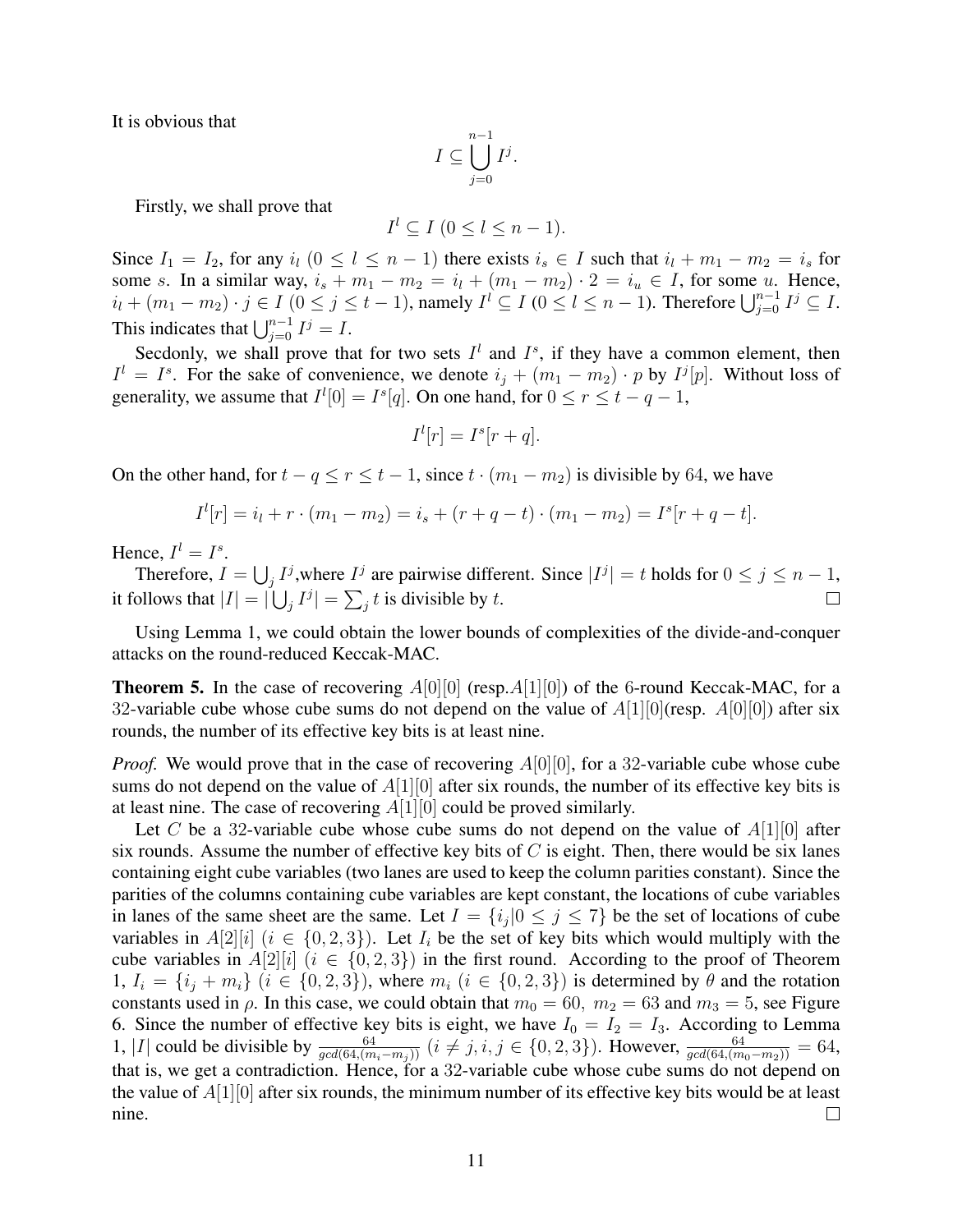It is obvious that

$$I \subseteq \bigcup_{j=0}^{n-1} I^j.$$

Firstly, we shall prove that

$$I^l \subseteq I \; (0 \leq l \leq n-1).$$

Since $I_1 = I_2$, for any $i_l$ $(0 \leq l \leq n-1)$ there exists $i_s \in I$ such that $i_l + m_1 - m_2 = i_s$ for some $s$. In a similar way, $i_s + m_1 - m_2 = i_l + (m_1 - m_2) \cdot 2 = i_u \in I$, for some $u$. Hence, $i_l + (m_1 - m_2) \cdot j \in I$ $(0 \leq j \leq t-1)$, namely $I^l \subseteq I$ $(0 \leq l \leq n-1)$. Therefore $\bigcup_{j=0}^{n-1} I^j \subseteq I$. This indicates that $\bigcup_{j=0}^{n-1} I^j = I$.

Secdonly, we shall prove that for two sets $I^l$ and $I^s$, if they have a common element, then $I^l = I^s$. For the sake of convenience, we denote $i_j + (m_1 - m_2) \cdot p$ by $I^j[p]$. Without loss of generality, we assume that $I^l[0] = I^s[q]$. On one hand, for $0 \leq r \leq t - q - 1$,

$$I^l[r] = I^s[r+q].$$

On the other hand, for $t - q \leq r \leq t-1$, since $t \cdot (m_1 - m_2)$ is divisible by 64, we have

$$I^l[r] = i_l + r \cdot (m_1 - m_2) = i_s + (r + q - t) \cdot (m_1 - m_2) = I^s[r + q - t].$$

Hence, $I^l = I^s$.

Therefore, $I = \bigcup_j I^j$,where $I^j$ are pairwise different. Since $|I^j| = t$ holds for $0 \leq j \leq n-1$, it follows that $|I| = |\bigcup_j I^j| = \sum_j t$ is divisible by $t$. □

Using Lemma 1, we could obtain the lower bounds of complexities of the divide-and-conquer attacks on the round-reduced Keccak-MAC.

**Theorem 5.** In the case of recovering $A[0][0]$ (resp.$A[1][0]$) of the 6-round Keccak-MAC, for a 32-variable cube whose cube sums do not depend on the value of $A[1][0]$(resp. $A[0][0]$) after six rounds, the number of its effective key bits is at least nine.

*Proof.* We would prove that in the case of recovering $A[0][0]$, for a 32-variable cube whose cube sums do not depend on the value of $A[1][0]$ after six rounds, the number of its effective key bits is at least nine. The case of recovering $A[1][0]$ could be proved similarly.

Let $C$ be a 32-variable cube whose cube sums do not depend on the value of $A[1][0]$ after six rounds. Assume the number of effective key bits of $C$ is eight. Then, there would be six lanes containing eight cube variables (two lanes are used to keep the column parities constant). Since the parities of the columns containing cube variables are kept constant, the locations of cube variables in lanes of the same sheet are the same. Let $I = \{i_j | 0 \leq j \leq 7\}$ be the set of locations of cube variables in $A[2][i]$ $(i \in \{0, 2, 3\})$. Let $I_i$ be the set of key bits which would multiply with the cube variables in $A[2][i]$ $(i \in \{0, 2, 3\})$ in the first round. According to the proof of Theorem 1, $I_i = \{i_j + m_i\}$ $(i \in \{0, 2, 3\})$, where $m_i$ $(i \in \{0, 2, 3\})$ is determined by $\theta$ and the rotation constants used in $\rho$. In this case, we could obtain that $m_0 = 60$, $m_2 = 63$ and $m_3 = 5$, see Figure 6. Since the number of effective key bits is eight, we have $I_0 = I_2 = I_3$. According to Lemma 1, $|I|$ could be divisible by $\frac{64}{gcd(64,(m_i - m_j))}$ $(i \neq j, i, j \in \{0, 2, 3\})$. However, $\frac{64}{gcd(64,(m_0 - m_2))} = 64$, that is, we get a contradiction. Hence, for a 32-variable cube whose cube sums do not depend on the value of $A[1][0]$ after six rounds, the minimum number of its effective key bits would be at least nine. □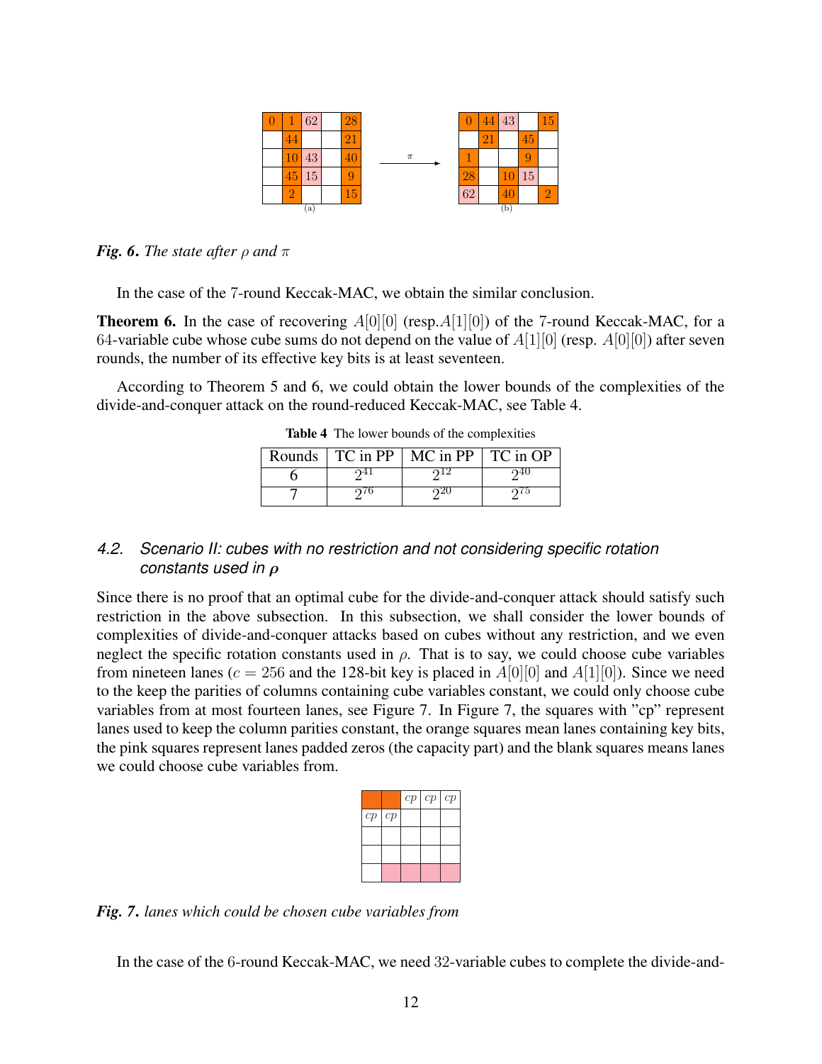| 0 | 1 | 62 | | 28 |
|---|---|---|---|---|
| | 44 | | | 21 |
| | 10 | 43 | | 40 |
| | 45 | 15 | | 9 |
| | 2 | | | 15 |

(a)

$\xrightarrow{\pi}$

| 0 | 44 | 43 | | 15 |
|---|---|---|---|---|
| | 21 | | 45 | |
| 1 | | | 9 | |
| 28 | | 10 | 15 | |
| 62 | | 40 | | 2 |

(b)

***Fig. 6.*** *The state after $\rho$ and $\pi$*

In the case of the 7-round Keccak-MAC, we obtain the similar conclusion.

**Theorem 6.** In the case of recovering $A[0][0]$ (resp.$A[1][0]$) of the 7-round Keccak-MAC, for a 64-variable cube whose cube sums do not depend on the value of $A[1][0]$ (resp. $A[0][0]$) after seven rounds, the number of its effective key bits is at least seventeen.

According to Theorem 5 and 6, we could obtain the lower bounds of the complexities of the divide-and-conquer attack on the round-reduced Keccak-MAC, see Table 4.

**Table 4** The lower bounds of the complexities

| Rounds | TC in PP | MC in PP | TC in OP |
|---|---|---|---|
| 6 | $2^{41}$ | $2^{12}$ | $2^{40}$ |
| 7 | $2^{76}$ | $2^{20}$ | $2^{75}$ |

### 4.2. *Scenario II: cubes with no restriction and not considering specific rotation constants used in $\rho$*

Since there is no proof that an optimal cube for the divide-and-conquer attack should satisfy such restriction in the above subsection. In this subsection, we shall consider the lower bounds of complexities of divide-and-conquer attacks based on cubes without any restriction, and we even neglect the specific rotation constants used in $\rho$. That is to say, we could choose cube variables from nineteen lanes ($c = 256$ and the 128-bit key is placed in $A[0][0]$ and $A[1][0]$). Since we need to the keep the parities of columns containing cube variables constant, we could only choose cube variables from at most fourteen lanes, see Figure 7. In Figure 7, the squares with "cp" represent lanes used to keep the column parities constant, the orange squares mean lanes containing key bits, the pink squares represent lanes padded zeros (the capacity part) and the blank squares means lanes we could choose cube variables from.

| | | $cp$ | $cp$ | $cp$ |
|---|---|---|---|---|
| $cp$ | $cp$ | | | |
| | | | | |
| | | | | |
| | | | | |

***Fig. 7.*** *lanes which could be chosen cube variables from*

In the case of the 6-round Keccak-MAC, we need 32-variable cubes to complete the divide-and-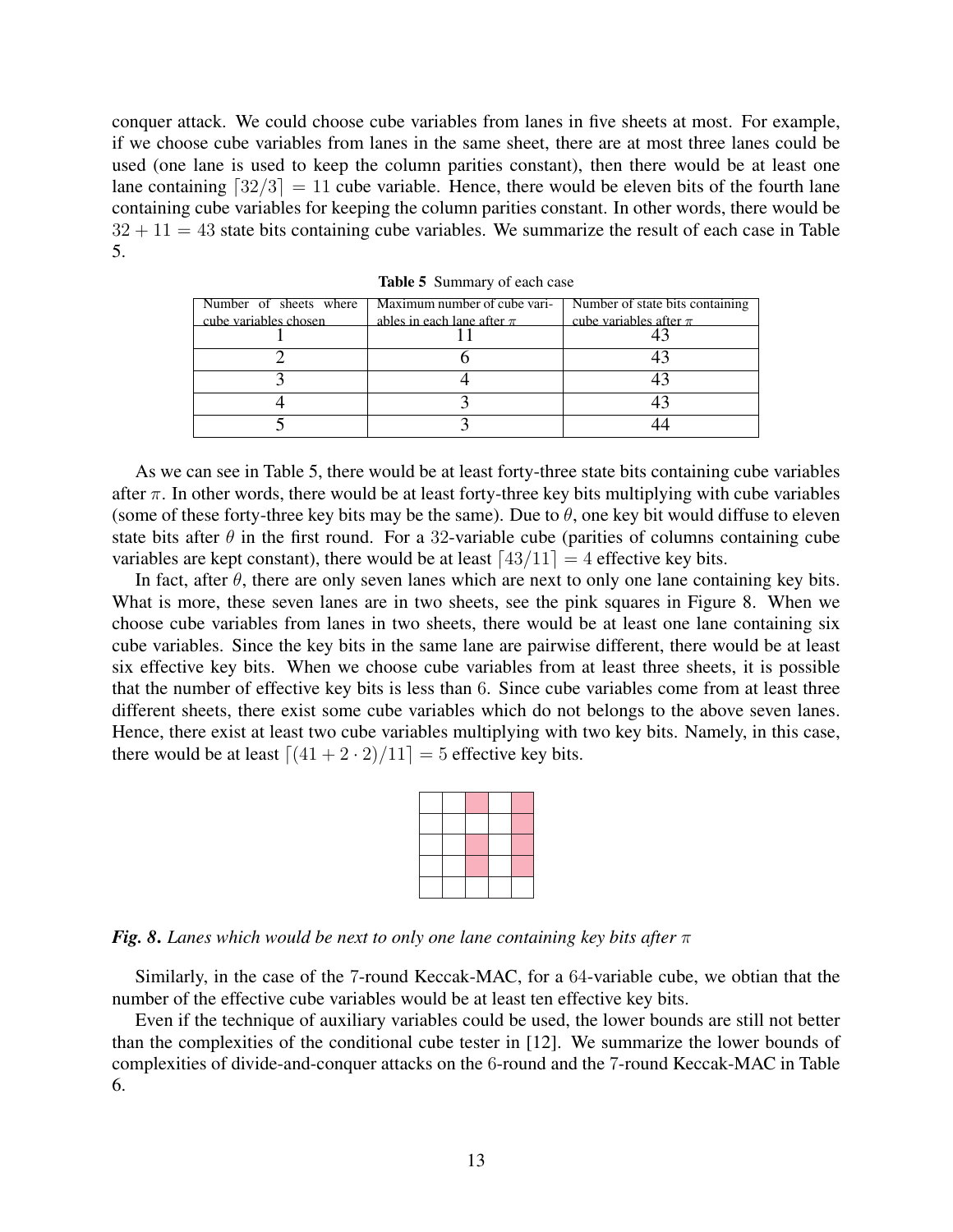conquer attack. We could choose cube variables from lanes in five sheets at most. For example, if we choose cube variables from lanes in the same sheet, there are at most three lanes could be used (one lane is used to keep the column parities constant), then there would be at least one lane containing $\lceil 32/3 \rceil = 11$ cube variable. Hence, there would be eleven bits of the fourth lane containing cube variables for keeping the column parities constant. In other words, there would be $32 + 11 = 43$ state bits containing cube variables. We summarize the result of each case in Table 5.

**Table 5** Summary of each case

| Number of sheets where cube variables chosen | Maximum number of cube variables in each lane after $\pi$ | Number of state bits containing cube variables after $\pi$ |
|---|---|---|
| 1 | 11 | 43 |
| 2 | 6 | 43 |
| 3 | 4 | 43 |
| 4 | 3 | 43 |
| 5 | 3 | 44 |

As we can see in Table 5, there would be at least forty-three state bits containing cube variables after $\pi$. In other words, there would be at least forty-three key bits multiplying with cube variables (some of these forty-three key bits may be the same). Due to $\theta$, one key bit would diffuse to eleven state bits after $\theta$ in the first round. For a 32-variable cube (parities of columns containing cube variables are kept constant), there would be at least $\lceil 43/11 \rceil = 4$ effective key bits.

In fact, after $\theta$, there are only seven lanes which are next to only one lane containing key bits. What is more, these seven lanes are in two sheets, see the pink squares in Figure 8. When we choose cube variables from lanes in two sheets, there would be at least one lane containing six cube variables. Since the key bits in the same lane are pairwise different, there would be at least six effective key bits. When we choose cube variables from at least three sheets, it is possible that the number of effective key bits is less than $6$. Since cube variables come from at least three different sheets, there exist some cube variables which do not belongs to the above seven lanes. Hence, there exist at least two cube variables multiplying with two key bits. Namely, in this case, there would be at least $\lceil (41 + 2 \cdot 2)/11 \rceil = 5$ effective key bits.

***Fig. 8.*** *Lanes which would be next to only one lane containing key bits after* $\pi$

Similarly, in the case of the $7$-round Keccak-MAC, for a $64$-variable cube, we obtian that the number of the effective cube variables would be at least ten effective key bits.

Even if the technique of auxiliary variables could be used, the lower bounds are still not better than the complexities of the conditional cube tester in [12]. We summarize the lower bounds of complexities of divide-and-conquer attacks on the $6$-round and the $7$-round Keccak-MAC in Table 6.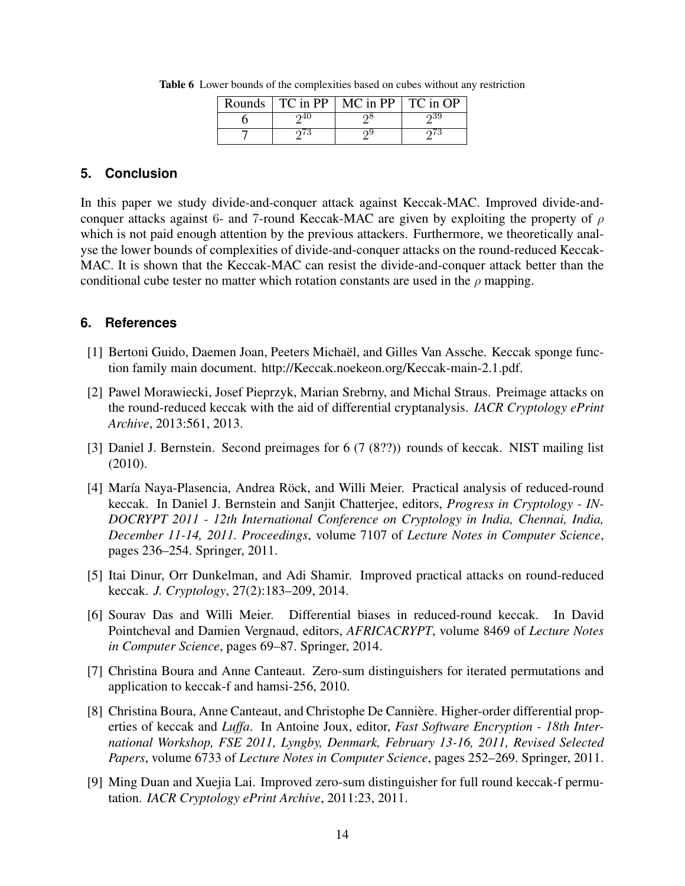**Table 6** Lower bounds of the complexities based on cubes without any restriction

| Rounds | TC in PP | MC in PP | TC in OP |
|---|---|---|---|
| 6 | $2^{40}$ | $2^{8}$ | $2^{39}$ |
| 7 | $2^{73}$ | $2^{9}$ | $2^{73}$ |

## 5. Conclusion

In this paper we study divide-and-conquer attack against Keccak-MAC. Improved divide-and-conquer attacks against 6- and 7-round Keccak-MAC are given by exploiting the property of $\rho$ which is not paid enough attention by the previous attackers. Furthermore, we theoretically analyse the lower bounds of complexities of divide-and-conquer attacks on the round-reduced Keccak-MAC. It is shown that the Keccak-MAC can resist the divide-and-conquer attack better than the conditional cube tester no matter which rotation constants are used in the $\rho$ mapping.

## 6. References

[1] Bertoni Guido, Daemen Joan, Peeters Michaël, and Gilles Van Assche. Keccak sponge function family main document. http://Keccak.noekeon.org/Keccak-main-2.1.pdf.

[2] Pawel Morawiecki, Josef Pieprzyk, Marian Srebrny, and Michal Straus. Preimage attacks on the round-reduced keccak with the aid of differential cryptanalysis. *IACR Cryptology ePrint Archive*, 2013:561, 2013.

[3] Daniel J. Bernstein. Second preimages for 6 (7 (8??)) rounds of keccak. NIST mailing list (2010).

[4] María Naya-Plasencia, Andrea Röck, and Willi Meier. Practical analysis of reduced-round keccak. In Daniel J. Bernstein and Sanjit Chatterjee, editors, *Progress in Cryptology - INDOCRYPT 2011 - 12th International Conference on Cryptology in India, Chennai, India, December 11-14, 2011. Proceedings*, volume 7107 of *Lecture Notes in Computer Science*, pages 236–254. Springer, 2011.

[5] Itai Dinur, Orr Dunkelman, and Adi Shamir. Improved practical attacks on round-reduced keccak. *J. Cryptology*, 27(2):183–209, 2014.

[6] Sourav Das and Willi Meier. Differential biases in reduced-round keccak. In David Pointcheval and Damien Vergnaud, editors, *AFRICACRYPT*, volume 8469 of *Lecture Notes in Computer Science*, pages 69–87. Springer, 2014.

[7] Christina Boura and Anne Canteaut. Zero-sum distinguishers for iterated permutations and application to keccak-f and hamsi-256, 2010.

[8] Christina Boura, Anne Canteaut, and Christophe De Cannière. Higher-order differential properties of keccak and *Luffa*. In Antoine Joux, editor, *Fast Software Encryption - 18th International Workshop, FSE 2011, Lyngby, Denmark, February 13-16, 2011, Revised Selected Papers*, volume 6733 of *Lecture Notes in Computer Science*, pages 252–269. Springer, 2011.

[9] Ming Duan and Xuejia Lai. Improved zero-sum distinguisher for full round keccak-f permutation. *IACR Cryptology ePrint Archive*, 2011:23, 2011.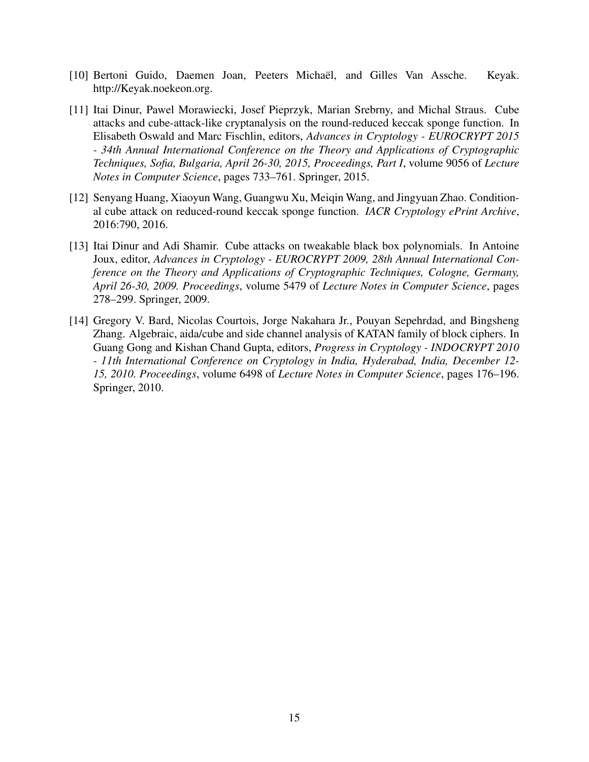[10] Bertoni Guido, Daemen Joan, Peeters Michaël, and Gilles Van Assche. Keyak. http://Keyak.noekeon.org.

[11] Itai Dinur, Pawel Morawiecki, Josef Pieprzyk, Marian Srebrny, and Michal Straus. Cube attacks and cube-attack-like cryptanalysis on the round-reduced keccak sponge function. In Elisabeth Oswald and Marc Fischlin, editors, *Advances in Cryptology - EUROCRYPT 2015 - 34th Annual International Conference on the Theory and Applications of Cryptographic Techniques, Sofia, Bulgaria, April 26-30, 2015, Proceedings, Part I*, volume 9056 of *Lecture Notes in Computer Science*, pages 733–761. Springer, 2015.

[12] Senyang Huang, Xiaoyun Wang, Guangwu Xu, Meiqin Wang, and Jingyuan Zhao. Conditional cube attack on reduced-round keccak sponge function. *IACR Cryptology ePrint Archive*, 2016:790, 2016.

[13] Itai Dinur and Adi Shamir. Cube attacks on tweakable black box polynomials. In Antoine Joux, editor, *Advances in Cryptology - EUROCRYPT 2009, 28th Annual International Conference on the Theory and Applications of Cryptographic Techniques, Cologne, Germany, April 26-30, 2009. Proceedings*, volume 5479 of *Lecture Notes in Computer Science*, pages 278–299. Springer, 2009.

[14] Gregory V. Bard, Nicolas Courtois, Jorge Nakahara Jr., Pouyan Sepehrdad, and Bingsheng Zhang. Algebraic, aida/cube and side channel analysis of KATAN family of block ciphers. In Guang Gong and Kishan Chand Gupta, editors, *Progress in Cryptology - INDOCRYPT 2010 - 11th International Conference on Cryptology in India, Hyderabad, India, December 12-15, 2010. Proceedings*, volume 6498 of *Lecture Notes in Computer Science*, pages 176–196. Springer, 2010.